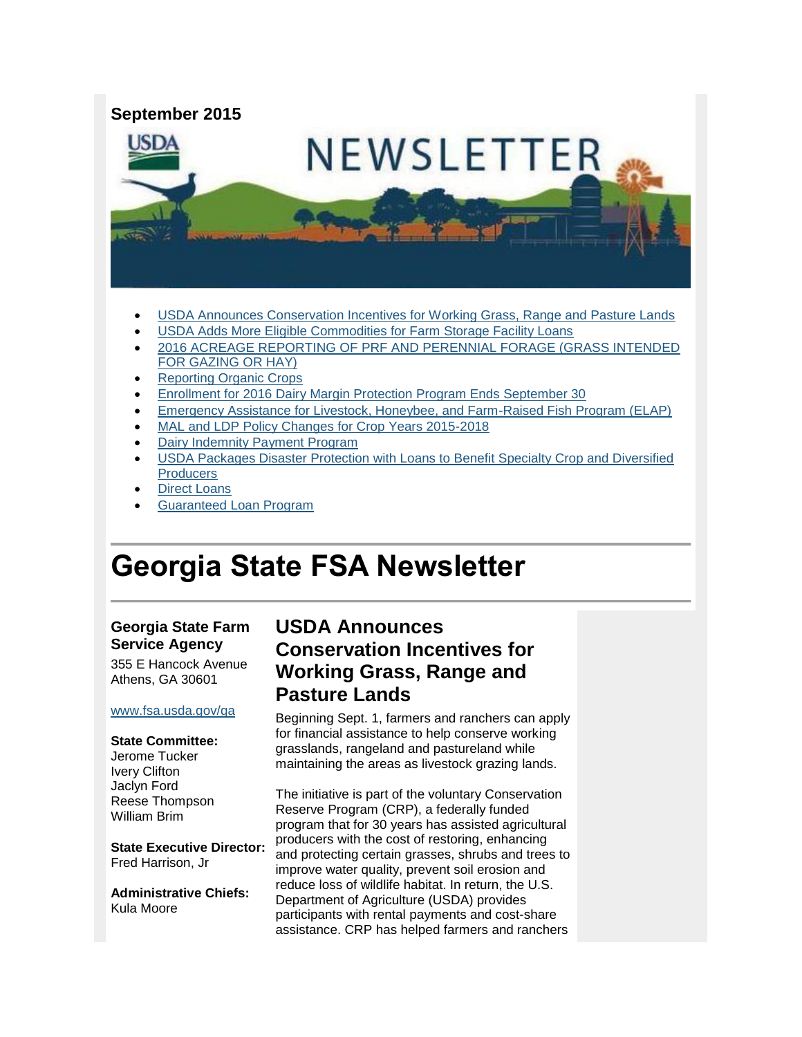**September 2015**

- USDA Announces Conservation Incentives for Working Grass, Range and Pasture Lands
- USDA Adds More Eligible Commodities for Farm Storage Facility Loans
- 2016 ACREAGE REPORTING OF PRF AND PERENNIAL FORAGE (GRASS INTENDED FOR GAZING OR HAY)
- Reporting Organic Crops
- Enrollment for 2016 Dairy Margin Protection Program Ends September 30
- Emergency Assistance for Livestock, Honeybee, and Farm-Raised Fish Program (ELAP)
- MAL and LDP Policy Changes for Crop Years 2015-2018
- Dairy Indemnity Payment Program
- USDA Packages Disaster Protection with Loans to Benefit Specialty Crop and Diversified Producers
- Direct Loans
- Guaranteed Loan Program

# Georgia State FSA Newsletter

**Georgia State Farm Service Agency**

355 E Hancock Avenue
Athens, GA 30601

www.fsa.usda.gov/ga

**State Committee:**
Jerome Tucker
Ivery Clifton
Jaclyn Ford
Reese Thompson
William Brim

**State Executive Director:**
Fred Harrison, Jr

**Administrative Chiefs:**
Kula Moore

## USDA Announces Conservation Incentives for Working Grass, Range and Pasture Lands

Beginning Sept. 1, farmers and ranchers can apply for financial assistance to help conserve working grasslands, rangeland and pastureland while maintaining the areas as livestock grazing lands.

The initiative is part of the voluntary Conservation Reserve Program (CRP), a federally funded program that for 30 years has assisted agricultural producers with the cost of restoring, enhancing and protecting certain grasses, shrubs and trees to improve water quality, prevent soil erosion and reduce loss of wildlife habitat. In return, the U.S. Department of Agriculture (USDA) provides participants with rental payments and cost-share assistance. CRP has helped farmers and ranchers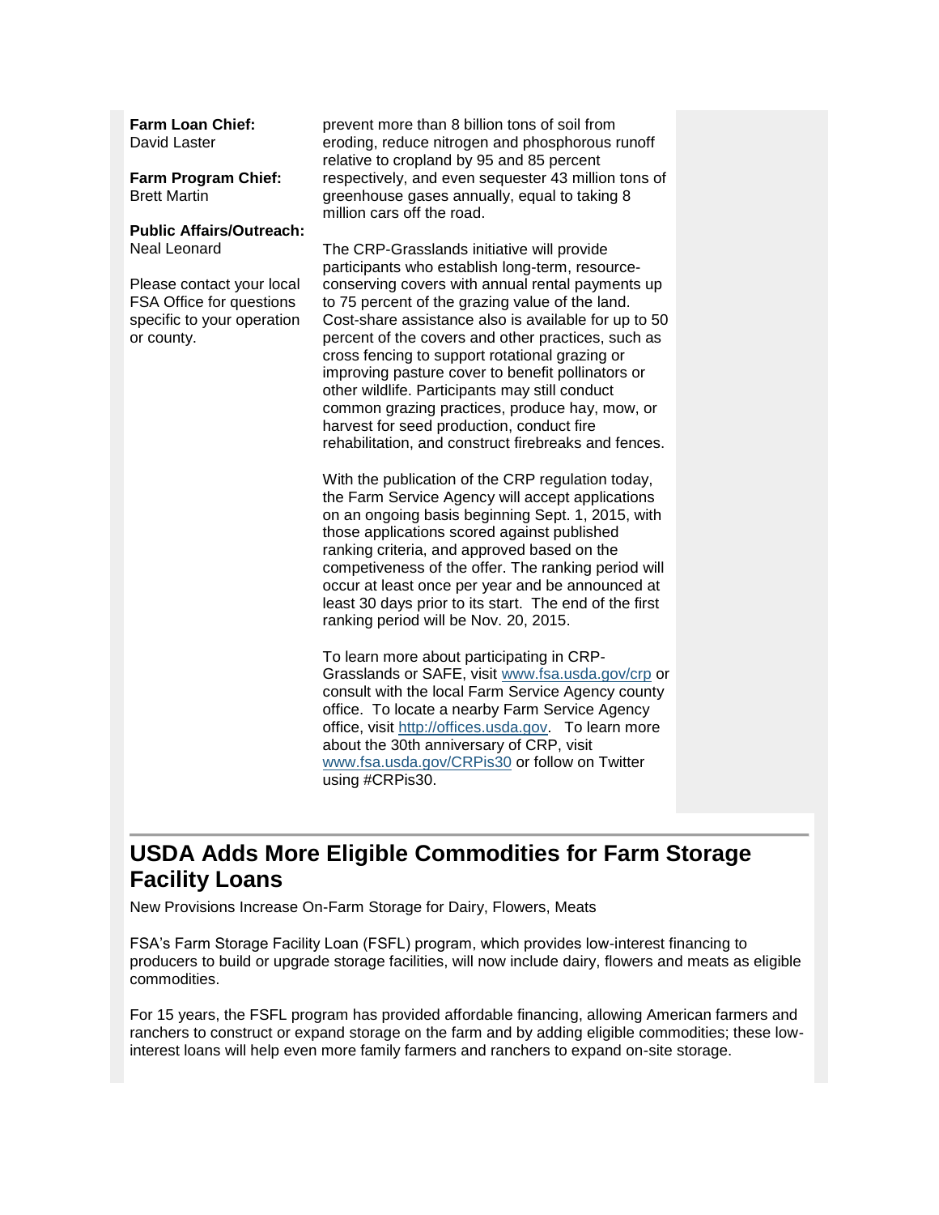**Farm Loan Chief:**
David Laster

**Farm Program Chief:**
Brett Martin

**Public Affairs/Outreach:**
Neal Leonard

Please contact your local FSA Office for questions specific to your operation or county.

prevent more than 8 billion tons of soil from eroding, reduce nitrogen and phosphorous runoff relative to cropland by 95 and 85 percent respectively, and even sequester 43 million tons of greenhouse gases annually, equal to taking 8 million cars off the road.

The CRP-Grasslands initiative will provide participants who establish long-term, resource-conserving covers with annual rental payments up to 75 percent of the grazing value of the land. Cost-share assistance also is available for up to 50 percent of the covers and other practices, such as cross fencing to support rotational grazing or improving pasture cover to benefit pollinators or other wildlife. Participants may still conduct common grazing practices, produce hay, mow, or harvest for seed production, conduct fire rehabilitation, and construct firebreaks and fences.

With the publication of the CRP regulation today, the Farm Service Agency will accept applications on an ongoing basis beginning Sept. 1, 2015, with those applications scored against published ranking criteria, and approved based on the competiveness of the offer. The ranking period will occur at least once per year and be announced at least 30 days prior to its start. The end of the first ranking period will be Nov. 20, 2015.

To learn more about participating in CRP-Grasslands or SAFE, visit www.fsa.usda.gov/crp or consult with the local Farm Service Agency county office. To locate a nearby Farm Service Agency office, visit http://offices.usda.gov. To learn more about the 30th anniversary of CRP, visit www.fsa.usda.gov/CRPis30 or follow on Twitter using #CRPis30.

## USDA Adds More Eligible Commodities for Farm Storage Facility Loans

New Provisions Increase On-Farm Storage for Dairy, Flowers, Meats

FSA's Farm Storage Facility Loan (FSFL) program, which provides low-interest financing to producers to build or upgrade storage facilities, will now include dairy, flowers and meats as eligible commodities.

For 15 years, the FSFL program has provided affordable financing, allowing American farmers and ranchers to construct or expand storage on the farm and by adding eligible commodities; these low-interest loans will help even more family farmers and ranchers to expand on-site storage.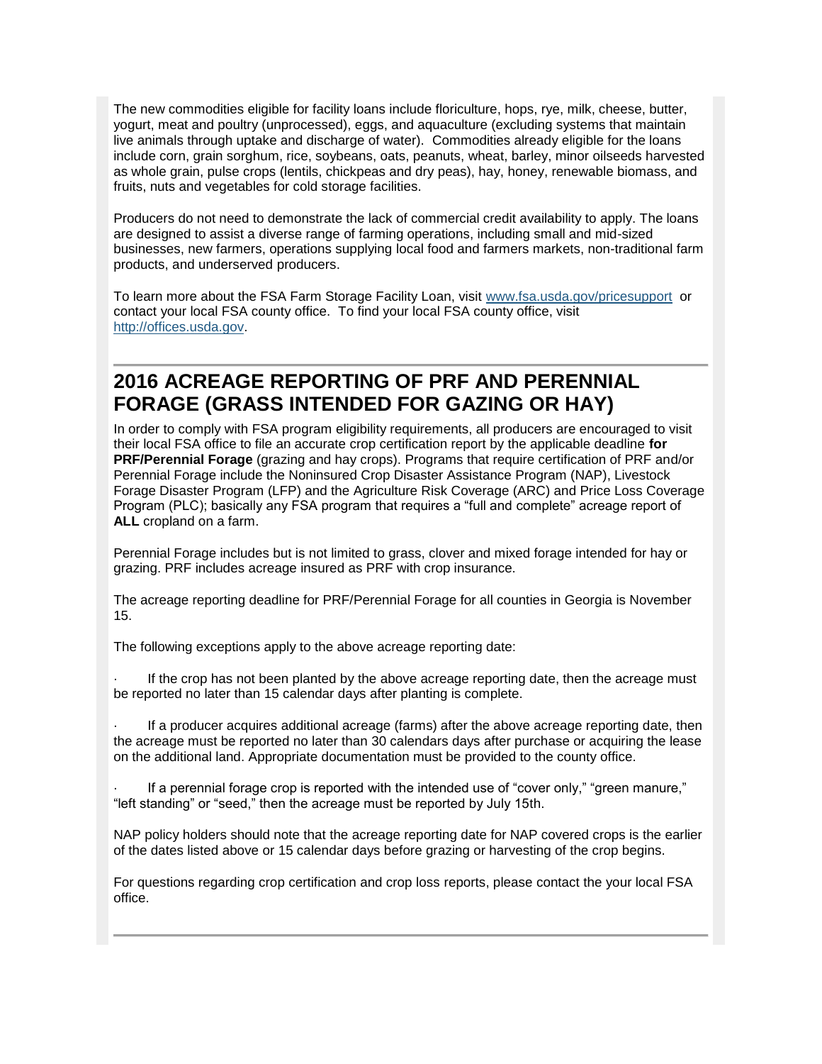The new commodities eligible for facility loans include floriculture, hops, rye, milk, cheese, butter, yogurt, meat and poultry (unprocessed), eggs, and aquaculture (excluding systems that maintain live animals through uptake and discharge of water). Commodities already eligible for the loans include corn, grain sorghum, rice, soybeans, oats, peanuts, wheat, barley, minor oilseeds harvested as whole grain, pulse crops (lentils, chickpeas and dry peas), hay, honey, renewable biomass, and fruits, nuts and vegetables for cold storage facilities.

Producers do not need to demonstrate the lack of commercial credit availability to apply. The loans are designed to assist a diverse range of farming operations, including small and mid-sized businesses, new farmers, operations supplying local food and farmers markets, non-traditional farm products, and underserved producers.

To learn more about the FSA Farm Storage Facility Loan, visit [www.fsa.usda.gov/pricesupport](http://www.fsa.usda.gov/pricesupport) or contact your local FSA county office. To find your local FSA county office, visit [http://offices.usda.gov](http://offices.usda.gov).

## 2016 ACREAGE REPORTING OF PRF AND PERENNIAL FORAGE (GRASS INTENDED FOR GAZING OR HAY)

In order to comply with FSA program eligibility requirements, all producers are encouraged to visit their local FSA office to file an accurate crop certification report by the applicable deadline **for PRF/Perennial Forage** (grazing and hay crops). Programs that require certification of PRF and/or Perennial Forage include the Noninsured Crop Disaster Assistance Program (NAP), Livestock Forage Disaster Program (LFP) and the Agriculture Risk Coverage (ARC) and Price Loss Coverage Program (PLC); basically any FSA program that requires a "full and complete" acreage report of **ALL** cropland on a farm.

Perennial Forage includes but is not limited to grass, clover and mixed forage intended for hay or grazing. PRF includes acreage insured as PRF with crop insurance.

The acreage reporting deadline for PRF/Perennial Forage for all counties in Georgia is November 15.

The following exceptions apply to the above acreage reporting date:

- If the crop has not been planted by the above acreage reporting date, then the acreage must be reported no later than 15 calendar days after planting is complete.
- If a producer acquires additional acreage (farms) after the above acreage reporting date, then the acreage must be reported no later than 30 calendars days after purchase or acquiring the lease on the additional land. Appropriate documentation must be provided to the county office.
- If a perennial forage crop is reported with the intended use of "cover only," "green manure," "left standing" or "seed," then the acreage must be reported by July 15th.

NAP policy holders should note that the acreage reporting date for NAP covered crops is the earlier of the dates listed above or 15 calendar days before grazing or harvesting of the crop begins.

For questions regarding crop certification and crop loss reports, please contact the your local FSA office.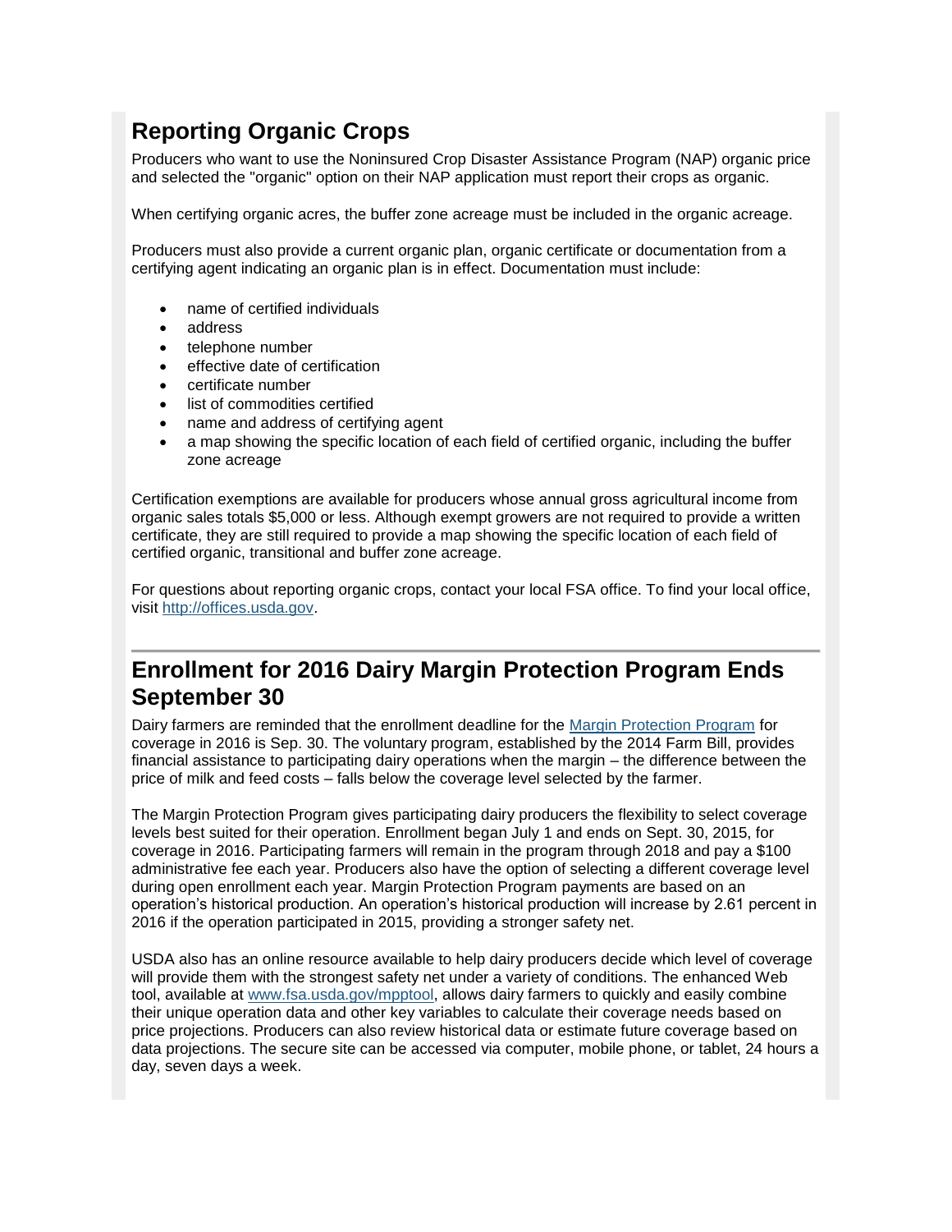## Reporting Organic Crops

Producers who want to use the Noninsured Crop Disaster Assistance Program (NAP) organic price and selected the "organic" option on their NAP application must report their crops as organic.

When certifying organic acres, the buffer zone acreage must be included in the organic acreage.

Producers must also provide a current organic plan, organic certificate or documentation from a certifying agent indicating an organic plan is in effect. Documentation must include:

- name of certified individuals
- address
- telephone number
- effective date of certification
- certificate number
- list of commodities certified
- name and address of certifying agent
- a map showing the specific location of each field of certified organic, including the buffer zone acreage

Certification exemptions are available for producers whose annual gross agricultural income from organic sales totals $5,000 or less. Although exempt growers are not required to provide a written certificate, they are still required to provide a map showing the specific location of each field of certified organic, transitional and buffer zone acreage.

For questions about reporting organic crops, contact your local FSA office. To find your local office, visit [http://offices.usda.gov](http://offices.usda.gov).

## Enrollment for 2016 Dairy Margin Protection Program Ends September 30

Dairy farmers are reminded that the enrollment deadline for the Margin Protection Program for coverage in 2016 is Sep. 30. The voluntary program, established by the 2014 Farm Bill, provides financial assistance to participating dairy operations when the margin – the difference between the price of milk and feed costs – falls below the coverage level selected by the farmer.

The Margin Protection Program gives participating dairy producers the flexibility to select coverage levels best suited for their operation. Enrollment began July 1 and ends on Sept. 30, 2015, for coverage in 2016. Participating farmers will remain in the program through 2018 and pay a $100 administrative fee each year. Producers also have the option of selecting a different coverage level during open enrollment each year. Margin Protection Program payments are based on an operation's historical production. An operation's historical production will increase by 2.61 percent in 2016 if the operation participated in 2015, providing a stronger safety net.

USDA also has an online resource available to help dairy producers decide which level of coverage will provide them with the strongest safety net under a variety of conditions. The enhanced Web tool, available at [www.fsa.usda.gov/mpptool](http://www.fsa.usda.gov/mpptool), allows dairy farmers to quickly and easily combine their unique operation data and other key variables to calculate their coverage needs based on price projections. Producers can also review historical data or estimate future coverage based on data projections. The secure site can be accessed via computer, mobile phone, or tablet, 24 hours a day, seven days a week.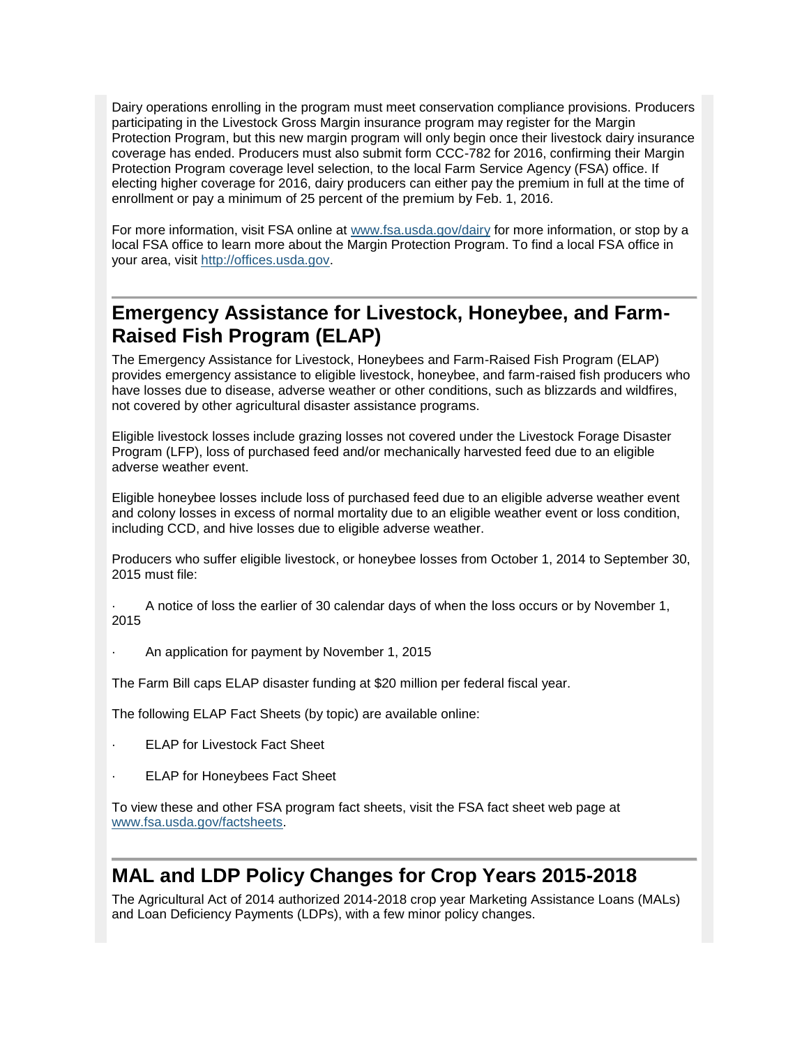Dairy operations enrolling in the program must meet conservation compliance provisions. Producers participating in the Livestock Gross Margin insurance program may register for the Margin Protection Program, but this new margin program will only begin once their livestock dairy insurance coverage has ended. Producers must also submit form CCC-782 for 2016, confirming their Margin Protection Program coverage level selection, to the local Farm Service Agency (FSA) office. If electing higher coverage for 2016, dairy producers can either pay the premium in full at the time of enrollment or pay a minimum of 25 percent of the premium by Feb. 1, 2016.

For more information, visit FSA online at [www.fsa.usda.gov/dairy](http://www.fsa.usda.gov/dairy) for more information, or stop by a local FSA office to learn more about the Margin Protection Program. To find a local FSA office in your area, visit [http://offices.usda.gov](http://offices.usda.gov).

## Emergency Assistance for Livestock, Honeybee, and Farm-Raised Fish Program (ELAP)

The Emergency Assistance for Livestock, Honeybees and Farm-Raised Fish Program (ELAP) provides emergency assistance to eligible livestock, honeybee, and farm-raised fish producers who have losses due to disease, adverse weather or other conditions, such as blizzards and wildfires, not covered by other agricultural disaster assistance programs.

Eligible livestock losses include grazing losses not covered under the Livestock Forage Disaster Program (LFP), loss of purchased feed and/or mechanically harvested feed due to an eligible adverse weather event.

Eligible honeybee losses include loss of purchased feed due to an eligible adverse weather event and colony losses in excess of normal mortality due to an eligible weather event or loss condition, including CCD, and hive losses due to eligible adverse weather.

Producers who suffer eligible livestock, or honeybee losses from October 1, 2014 to September 30, 2015 must file:

- A notice of loss the earlier of 30 calendar days of when the loss occurs or by November 1, 2015
- An application for payment by November 1, 2015

The Farm Bill caps ELAP disaster funding at $20 million per federal fiscal year.

The following ELAP Fact Sheets (by topic) are available online:

- ELAP for Livestock Fact Sheet
- ELAP for Honeybees Fact Sheet

To view these and other FSA program fact sheets, visit the FSA fact sheet web page at [www.fsa.usda.gov/factsheets](http://www.fsa.usda.gov/factsheets).

## MAL and LDP Policy Changes for Crop Years 2015-2018

The Agricultural Act of 2014 authorized 2014-2018 crop year Marketing Assistance Loans (MALs) and Loan Deficiency Payments (LDPs), with a few minor policy changes.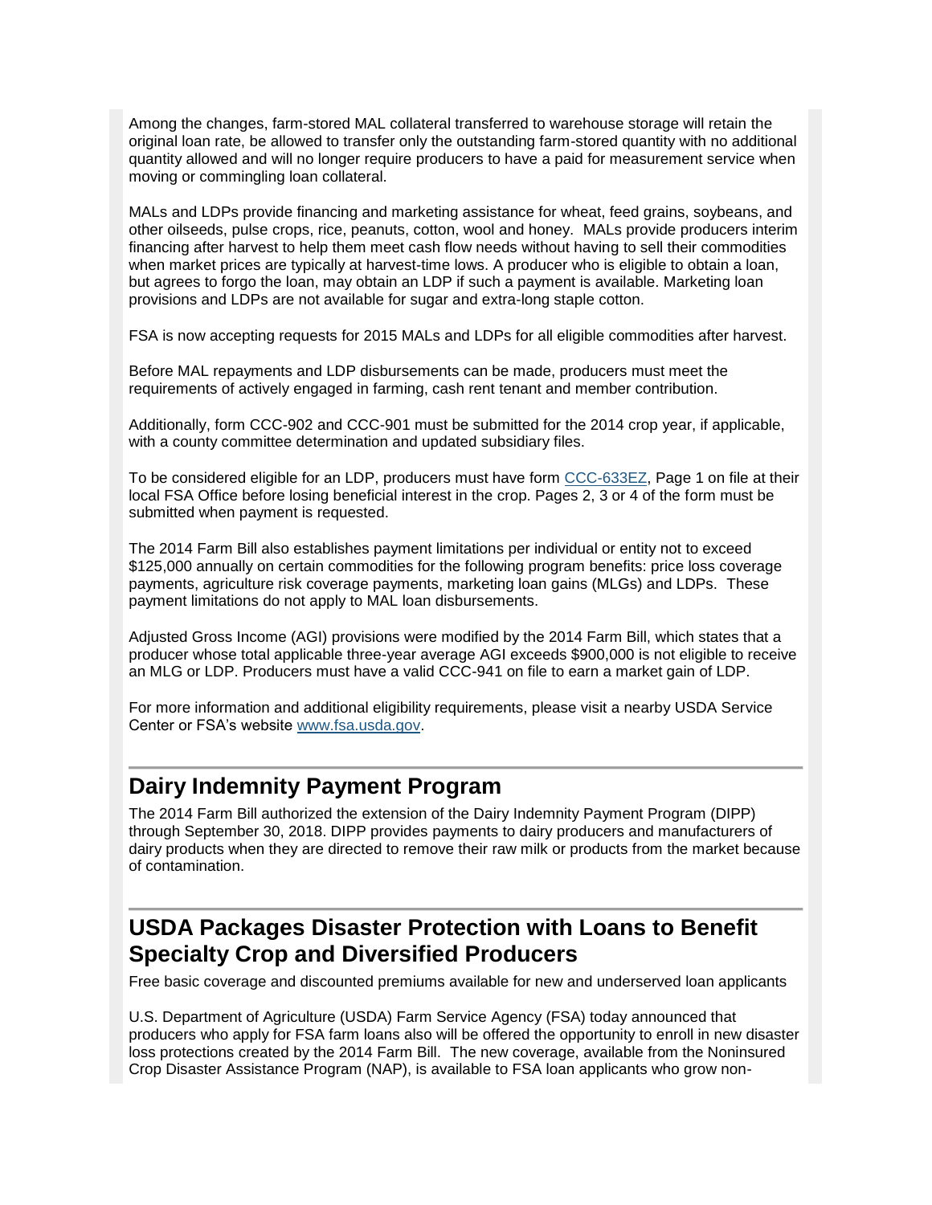Among the changes, farm-stored MAL collateral transferred to warehouse storage will retain the original loan rate, be allowed to transfer only the outstanding farm-stored quantity with no additional quantity allowed and will no longer require producers to have a paid for measurement service when moving or commingling loan collateral.

MALs and LDPs provide financing and marketing assistance for wheat, feed grains, soybeans, and other oilseeds, pulse crops, rice, peanuts, cotton, wool and honey. MALs provide producers interim financing after harvest to help them meet cash flow needs without having to sell their commodities when market prices are typically at harvest-time lows. A producer who is eligible to obtain a loan, but agrees to forgo the loan, may obtain an LDP if such a payment is available. Marketing loan provisions and LDPs are not available for sugar and extra-long staple cotton.

FSA is now accepting requests for 2015 MALs and LDPs for all eligible commodities after harvest.

Before MAL repayments and LDP disbursements can be made, producers must meet the requirements of actively engaged in farming, cash rent tenant and member contribution.

Additionally, form CCC-902 and CCC-901 must be submitted for the 2014 crop year, if applicable, with a county committee determination and updated subsidiary files.

To be considered eligible for an LDP, producers must have form CCC-633EZ, Page 1 on file at their local FSA Office before losing beneficial interest in the crop. Pages 2, 3 or 4 of the form must be submitted when payment is requested.

The 2014 Farm Bill also establishes payment limitations per individual or entity not to exceed $125,000 annually on certain commodities for the following program benefits: price loss coverage payments, agriculture risk coverage payments, marketing loan gains (MLGs) and LDPs. These payment limitations do not apply to MAL loan disbursements.

Adjusted Gross Income (AGI) provisions were modified by the 2014 Farm Bill, which states that a producer whose total applicable three-year average AGI exceeds $900,000 is not eligible to receive an MLG or LDP. Producers must have a valid CCC-941 on file to earn a market gain of LDP.

For more information and additional eligibility requirements, please visit a nearby USDA Service Center or FSA's website www.fsa.usda.gov.

## Dairy Indemnity Payment Program

The 2014 Farm Bill authorized the extension of the Dairy Indemnity Payment Program (DIPP) through September 30, 2018. DIPP provides payments to dairy producers and manufacturers of dairy products when they are directed to remove their raw milk or products from the market because of contamination.

## USDA Packages Disaster Protection with Loans to Benefit Specialty Crop and Diversified Producers

Free basic coverage and discounted premiums available for new and underserved loan applicants

U.S. Department of Agriculture (USDA) Farm Service Agency (FSA) today announced that producers who apply for FSA farm loans also will be offered the opportunity to enroll in new disaster loss protections created by the 2014 Farm Bill. The new coverage, available from the Noninsured Crop Disaster Assistance Program (NAP), is available to FSA loan applicants who grow non-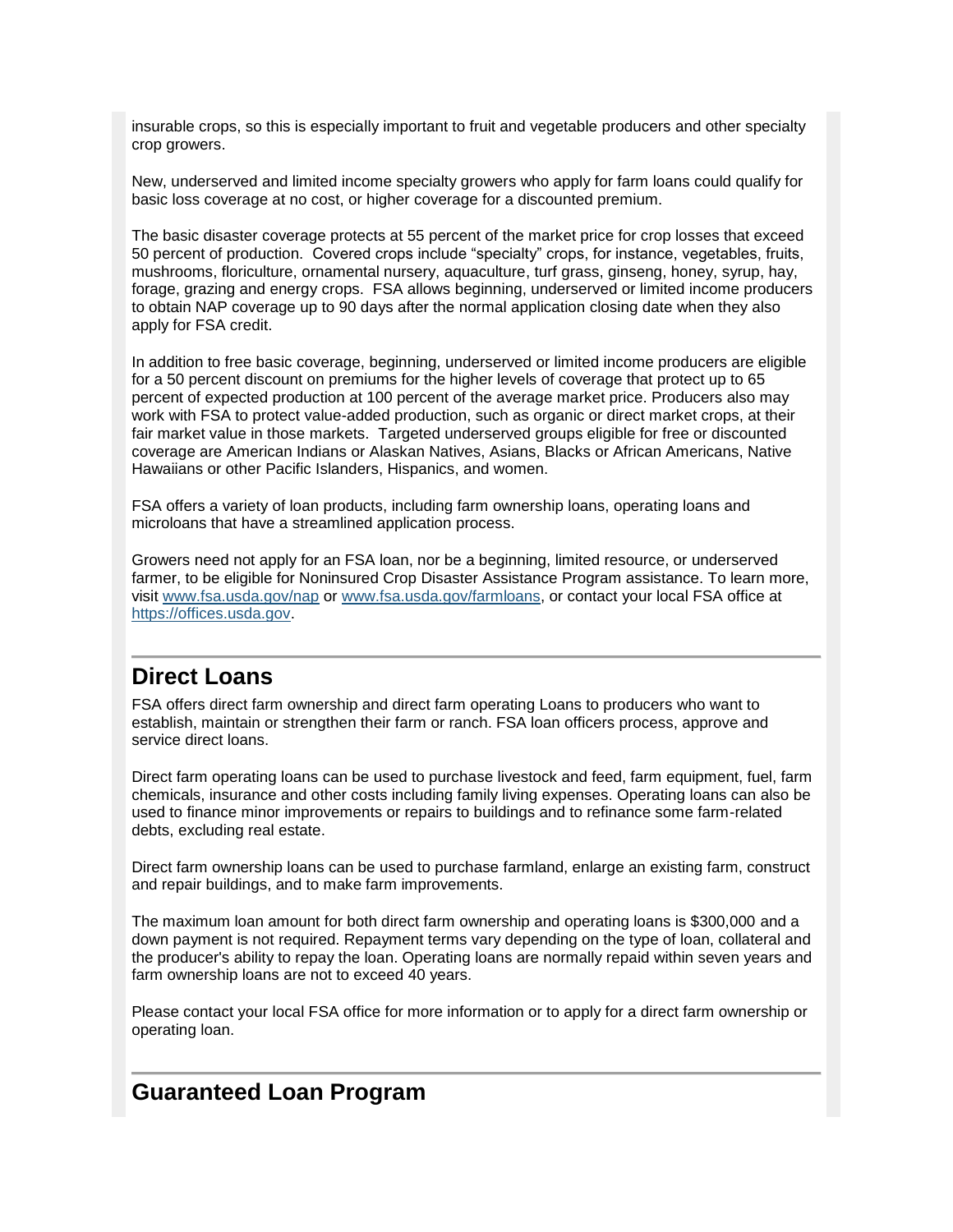insurable crops, so this is especially important to fruit and vegetable producers and other specialty crop growers.

New, underserved and limited income specialty growers who apply for farm loans could qualify for basic loss coverage at no cost, or higher coverage for a discounted premium.

The basic disaster coverage protects at 55 percent of the market price for crop losses that exceed 50 percent of production. Covered crops include "specialty" crops, for instance, vegetables, fruits, mushrooms, floriculture, ornamental nursery, aquaculture, turf grass, ginseng, honey, syrup, hay, forage, grazing and energy crops. FSA allows beginning, underserved or limited income producers to obtain NAP coverage up to 90 days after the normal application closing date when they also apply for FSA credit.

In addition to free basic coverage, beginning, underserved or limited income producers are eligible for a 50 percent discount on premiums for the higher levels of coverage that protect up to 65 percent of expected production at 100 percent of the average market price. Producers also may work with FSA to protect value-added production, such as organic or direct market crops, at their fair market value in those markets. Targeted underserved groups eligible for free or discounted coverage are American Indians or Alaskan Natives, Asians, Blacks or African Americans, Native Hawaiians or other Pacific Islanders, Hispanics, and women.

FSA offers a variety of loan products, including farm ownership loans, operating loans and microloans that have a streamlined application process.

Growers need not apply for an FSA loan, nor be a beginning, limited resource, or underserved farmer, to be eligible for Noninsured Crop Disaster Assistance Program assistance. To learn more, visit [www.fsa.usda.gov/nap](www.fsa.usda.gov/nap) or [www.fsa.usda.gov/farmloans](www.fsa.usda.gov/farmloans), or contact your local FSA office at [https://offices.usda.gov](https://offices.usda.gov).

## Direct Loans

FSA offers direct farm ownership and direct farm operating Loans to producers who want to establish, maintain or strengthen their farm or ranch. FSA loan officers process, approve and service direct loans.

Direct farm operating loans can be used to purchase livestock and feed, farm equipment, fuel, farm chemicals, insurance and other costs including family living expenses. Operating loans can also be used to finance minor improvements or repairs to buildings and to refinance some farm-related debts, excluding real estate.

Direct farm ownership loans can be used to purchase farmland, enlarge an existing farm, construct and repair buildings, and to make farm improvements.

The maximum loan amount for both direct farm ownership and operating loans is $300,000 and a down payment is not required. Repayment terms vary depending on the type of loan, collateral and the producer's ability to repay the loan. Operating loans are normally repaid within seven years and farm ownership loans are not to exceed 40 years.

Please contact your local FSA office for more information or to apply for a direct farm ownership or operating loan.

## Guaranteed Loan Program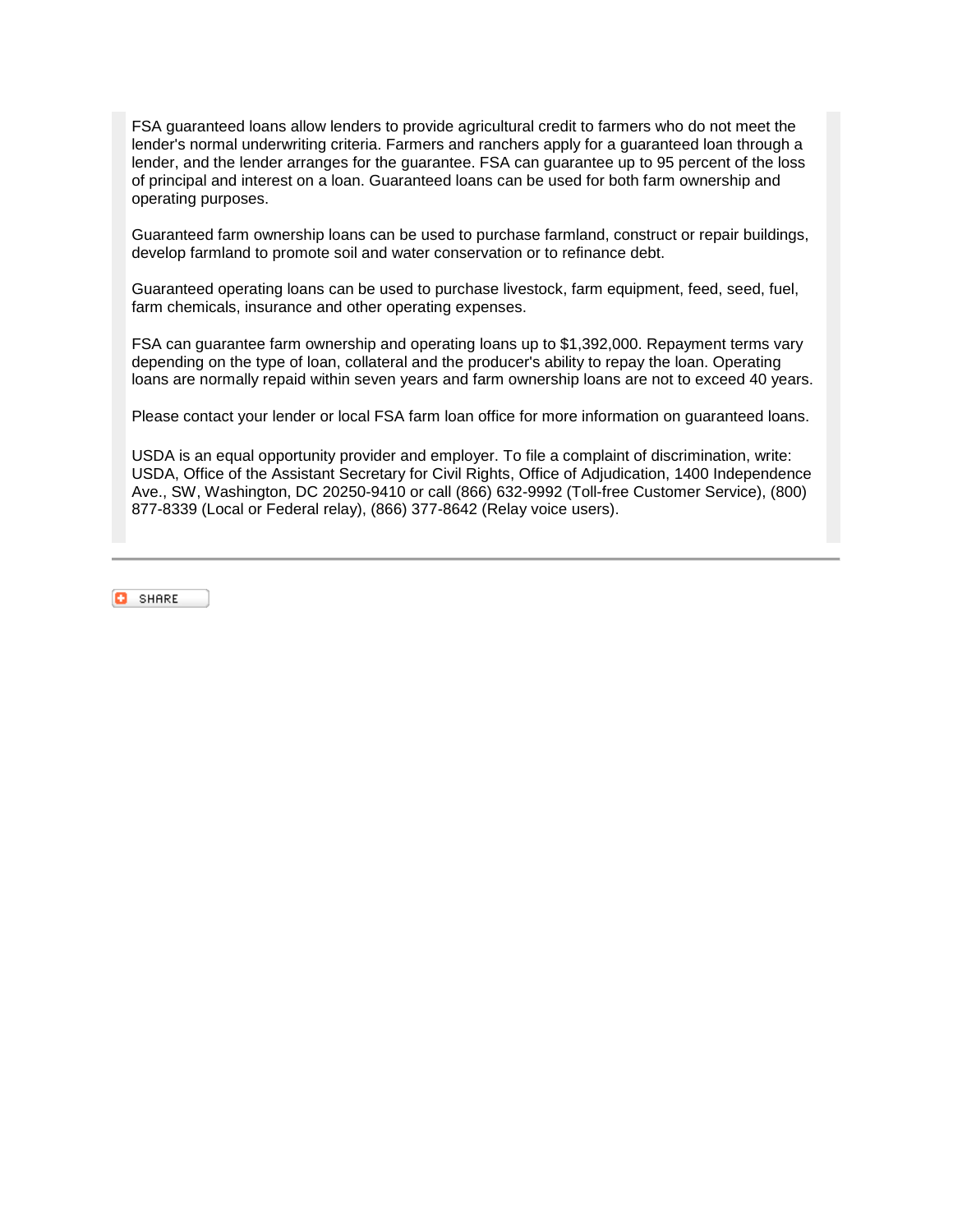FSA guaranteed loans allow lenders to provide agricultural credit to farmers who do not meet the lender's normal underwriting criteria. Farmers and ranchers apply for a guaranteed loan through a lender, and the lender arranges for the guarantee. FSA can guarantee up to 95 percent of the loss of principal and interest on a loan. Guaranteed loans can be used for both farm ownership and operating purposes.

Guaranteed farm ownership loans can be used to purchase farmland, construct or repair buildings, develop farmland to promote soil and water conservation or to refinance debt.

Guaranteed operating loans can be used to purchase livestock, farm equipment, feed, seed, fuel, farm chemicals, insurance and other operating expenses.

FSA can guarantee farm ownership and operating loans up to $1,392,000. Repayment terms vary depending on the type of loan, collateral and the producer's ability to repay the loan. Operating loans are normally repaid within seven years and farm ownership loans are not to exceed 40 years.

Please contact your lender or local FSA farm loan office for more information on guaranteed loans.

USDA is an equal opportunity provider and employer. To file a complaint of discrimination, write: USDA, Office of the Assistant Secretary for Civil Rights, Office of Adjudication, 1400 Independence Ave., SW, Washington, DC 20250-9410 or call (866) 632-9992 (Toll-free Customer Service), (800) 877-8339 (Local or Federal relay), (866) 377-8642 (Relay voice users).

---

SHARE